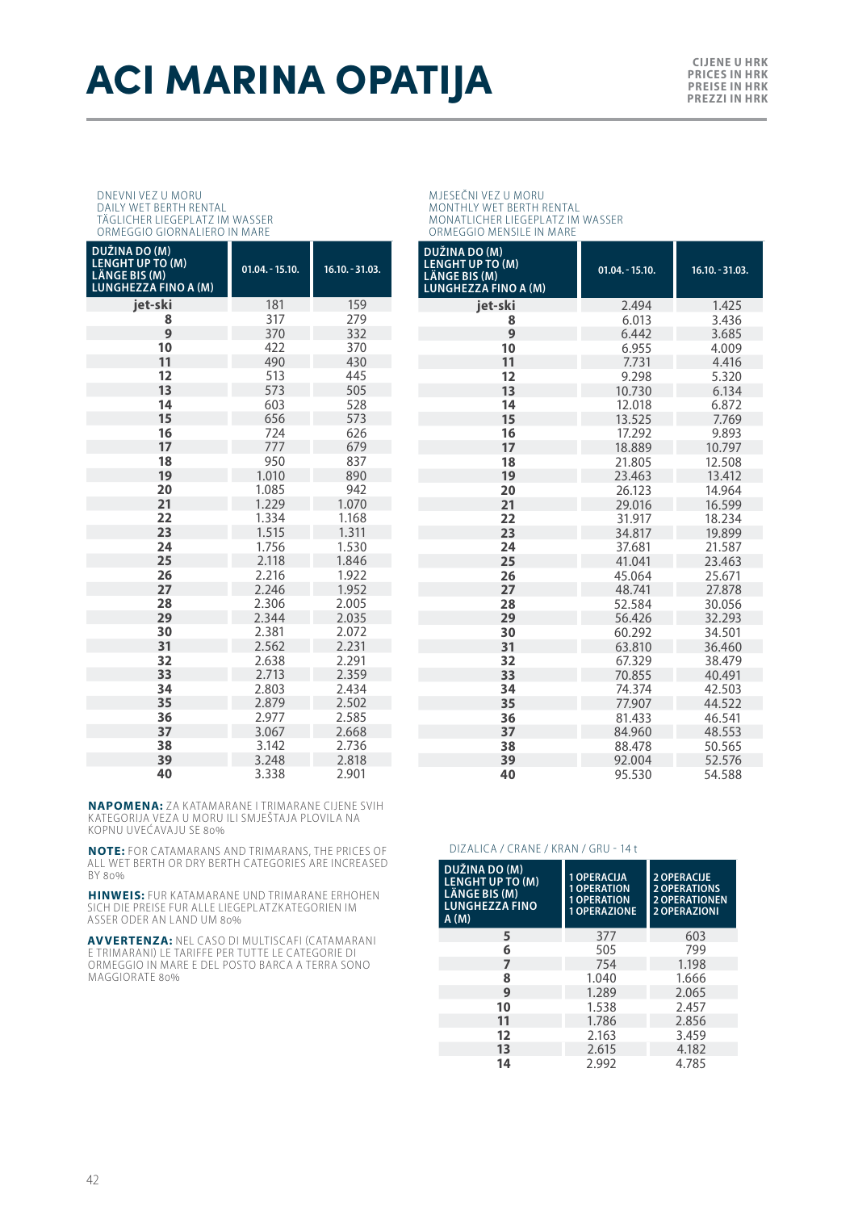# ACI MARINA OPATIJA

CIJENE U HRK
PRICES IN HRK
PREISE IN HRK
PREZZI IN HRK

DNEVNI VEZ U MORU
DAILY WET BERTH RENTAL
TÄGLICHER LIEGEPLATZ IM WASSER
ORMEGGIO GIORNALIERO IN MARE

| DUŽINA DO (M) LENGHT UP TO (M) LÄNGE BIS (M) LUNGHEZZA FINO A (M) | 01.04. - 15.10. | 16.10. - 31.03. |
|---|---|---|
| jet-ski | 181 | 159 |
| 8 | 317 | 279 |
| 9 | 370 | 332 |
| 10 | 422 | 370 |
| 11 | 490 | 430 |
| 12 | 513 | 445 |
| 13 | 573 | 505 |
| 14 | 603 | 528 |
| 15 | 656 | 573 |
| 16 | 724 | 626 |
| 17 | 777 | 679 |
| 18 | 950 | 837 |
| 19 | 1.010 | 890 |
| 20 | 1.085 | 942 |
| 21 | 1.229 | 1.070 |
| 22 | 1.334 | 1.168 |
| 23 | 1.515 | 1.311 |
| 24 | 1.756 | 1.530 |
| 25 | 2.118 | 1.846 |
| 26 | 2.216 | 1.922 |
| 27 | 2.246 | 1.952 |
| 28 | 2.306 | 2.005 |
| 29 | 2.344 | 2.035 |
| 30 | 2.381 | 2.072 |
| 31 | 2.562 | 2.231 |
| 32 | 2.638 | 2.291 |
| 33 | 2.713 | 2.359 |
| 34 | 2.803 | 2.434 |
| 35 | 2.879 | 2.502 |
| 36 | 2.977 | 2.585 |
| 37 | 3.067 | 2.668 |
| 38 | 3.142 | 2.736 |
| 39 | 3.248 | 2.818 |
| 40 | 3.338 | 2.901 |

**NAPOMENA:** ZA KATAMARANE I TRIMARANE CIJENE SVIH KATEGORIJA VEZA U MORU ILI SMJEŠTAJA PLOVILA NA KOPNU UVEĆAVAJU SE 80%

**NOTE:** FOR CATAMARANS AND TRIMARANS, THE PRICES OF ALL WET BERTH OR DRY BERTH CATEGORIES ARE INCREASED BY 80%

**HINWEIS:** FUR KATAMARANE UND TRIMARANE ERHOHEN SICH DIE PREISE FUR ALLE LIEGEPLATZKATEGORIEN IM ASSER ODER AN LAND UM 80%

**AVVERTENZA:** NEL CASO DI MULTISCAFI (CATAMARANI E TRIMARANI) LE TARIFFE PER TUTTE LE CATEGORIE DI ORMEGGIO IN MARE E DEL POSTO BARCA A TERRA SONO MAGGIORATE 80%

MJESEČNI VEZ U MORU
MONTHLY WET BERTH RENTAL
MONATLICHER LIEGEPLATZ IM WASSER
ORMEGGIO MENSILE IN MARE

| DUŽINA DO (M) LENGHT UP TO (M) LÄNGE BIS (M) LUNGHEZZA FINO A (M) | 01.04. - 15.10. | 16.10. - 31.03. |
|---|---|---|
| jet-ski | 2.494 | 1.425 |
| 8 | 6.013 | 3.436 |
| 9 | 6.442 | 3.685 |
| 10 | 6.955 | 4.009 |
| 11 | 7.731 | 4.416 |
| 12 | 9.298 | 5.320 |
| 13 | 10.730 | 6.134 |
| 14 | 12.018 | 6.872 |
| 15 | 13.525 | 7.769 |
| 16 | 17.292 | 9.893 |
| 17 | 18.889 | 10.797 |
| 18 | 21.805 | 12.508 |
| 19 | 23.463 | 13.412 |
| 20 | 26.123 | 14.964 |
| 21 | 29.016 | 16.599 |
| 22 | 31.917 | 18.234 |
| 23 | 34.817 | 19.899 |
| 24 | 37.681 | 21.587 |
| 25 | 41.041 | 23.463 |
| 26 | 45.064 | 25.671 |
| 27 | 48.741 | 27.878 |
| 28 | 52.584 | 30.056 |
| 29 | 56.426 | 32.293 |
| 30 | 60.292 | 34.501 |
| 31 | 63.810 | 36.460 |
| 32 | 67.329 | 38.479 |
| 33 | 70.855 | 40.491 |
| 34 | 74.374 | 42.503 |
| 35 | 77.907 | 44.522 |
| 36 | 81.433 | 46.541 |
| 37 | 84.960 | 48.553 |
| 38 | 88.478 | 50.565 |
| 39 | 92.004 | 52.576 |
| 40 | 95.530 | 54.588 |

DIZALICA / CRANE / KRAN / GRU - 14 t

| DUŽINA DO (M) LENGHT UP TO (M) LÄNGE BIS (M) LUNGHEZZA FINO A (M) | 1 OPERACIJA 1 OPERATION 1 OPERATION 1 OPERAZIONE | 2 OPERACIJE 2 OPERATIONS 2 OPERATIONEN 2 OPERAZIONI |
|---|---|---|
| 5 | 377 | 603 |
| 6 | 505 | 799 |
| 7 | 754 | 1.198 |
| 8 | 1.040 | 1.666 |
| 9 | 1.289 | 2.065 |
| 10 | 1.538 | 2.457 |
| 11 | 1.786 | 2.856 |
| 12 | 2.163 | 3.459 |
| 13 | 2.615 | 4.182 |
| 14 | 2.992 | 4.785 |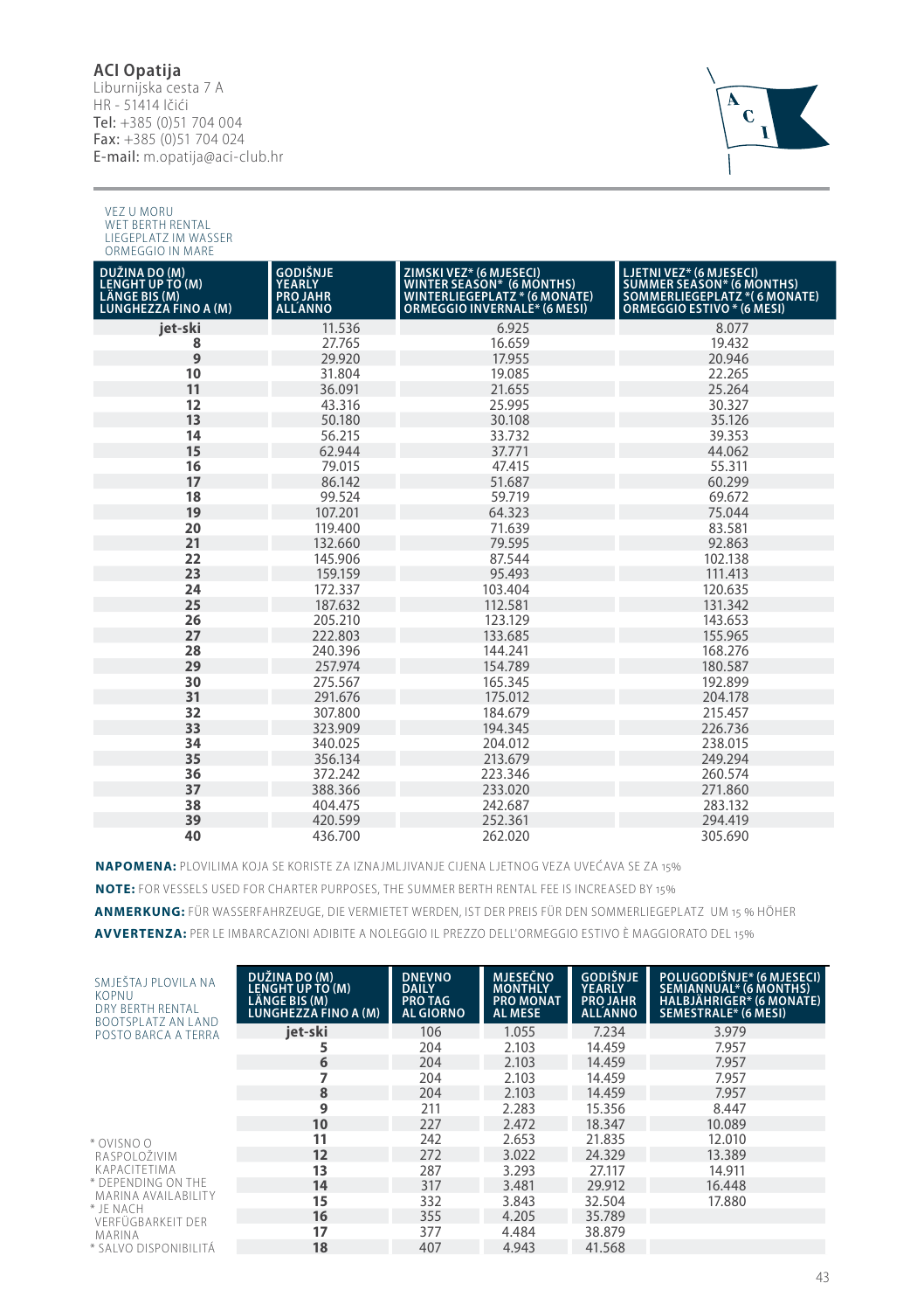## ACI Opatija

Liburnijska cesta 7 A
HR - 51414 Ičići
**Tel:** +385 (0)51 704 004
**Fax:** +385 (0)51 704 024
**E-mail:** m.opatija@aci-club.hr

VEZ U MORU
WET BERTH RENTAL
LIEGEPLATZ IM WASSER
ORMEGGIO IN MARE

| DUŽINA DO (M) LENGHT UP TO (M) LÄNGE BIS (M) LUNGHEZZA FINO A (M) | GODIŠNJE YEARLY PRO JAHR ALL'ANNO | ZIMSKI VEZ* (6 MJESECI) WINTER SEASON* (6 MONTHS) WINTERLIEGEPLATZ * (6 MONATE) ORMEGGIO INVERNALE* (6 MESI) | LJETNI VEZ* (6 MJESECI) SUMMER SEASON* (6 MONTHS) SOMMERLIEGEPLATZ *( 6 MONATE) ORMEGGIO ESTIVO * (6 MESI) |
|---|---|---|---|
| jet-ski | 11.536 | 6.925 | 8.077 |
| 8 | 27.765 | 16.659 | 19.432 |
| 9 | 29.920 | 17.955 | 20.946 |
| 10 | 31.804 | 19.085 | 22.265 |
| 11 | 36.091 | 21.655 | 25.264 |
| 12 | 43.316 | 25.995 | 30.327 |
| 13 | 50.180 | 30.108 | 35.126 |
| 14 | 56.215 | 33.732 | 39.353 |
| 15 | 62.944 | 37.771 | 44.062 |
| 16 | 79.015 | 47.415 | 55.311 |
| 17 | 86.142 | 51.687 | 60.299 |
| 18 | 99.524 | 59.719 | 69.672 |
| 19 | 107.201 | 64.323 | 75.044 |
| 20 | 119.400 | 71.639 | 83.581 |
| 21 | 132.660 | 79.595 | 92.863 |
| 22 | 145.906 | 87.544 | 102.138 |
| 23 | 159.159 | 95.493 | 111.413 |
| 24 | 172.337 | 103.404 | 120.635 |
| 25 | 187.632 | 112.581 | 131.342 |
| 26 | 205.210 | 123.129 | 143.653 |
| 27 | 222.803 | 133.685 | 155.965 |
| 28 | 240.396 | 144.241 | 168.276 |
| 29 | 257.974 | 154.789 | 180.587 |
| 30 | 275.567 | 165.345 | 192.899 |
| 31 | 291.676 | 175.012 | 204.178 |
| 32 | 307.800 | 184.679 | 215.457 |
| 33 | 323.909 | 194.345 | 226.736 |
| 34 | 340.025 | 204.012 | 238.015 |
| 35 | 356.134 | 213.679 | 249.294 |
| 36 | 372.242 | 223.346 | 260.574 |
| 37 | 388.366 | 233.020 | 271.860 |
| 38 | 404.475 | 242.687 | 283.132 |
| 39 | 420.599 | 252.361 | 294.419 |
| 40 | 436.700 | 262.020 | 305.690 |

**NAPOMENA:** PLOVILIMA KOJA SE KORISTE ZA IZNAJMLJIVANJE CIJENA LJETNOG VEZA UVEĆAVA SE ZA 15%

**NOTE:** FOR VESSELS USED FOR CHARTER PURPOSES, THE SUMMER BERTH RENTAL FEE IS INCREASED BY 15%

**ANMERKUNG:** FÜR WASSERFAHRZEUGE, DIE VERMIETET WERDEN, IST DER PREIS FÜR DEN SOMMERLIEGEPLATZ UM 15 % HÖHER

**AVVERTENZA:** PER LE IMBARCAZIONI ADIBITE A NOLEGGIO IL PREZZO DELL'ORMEGGIO ESTIVO È MAGGIORATO DEL 15%

SMJEŠTAJ PLOVILA NA KOPNU
DRY BERTH RENTAL
BOOTSPLATZ AN LAND
POSTO BARCA A TERRA

| DUŽINA DO (M) LENGHT UP TO (M) LÄNGE BIS (M) LUNGHEZZA FINO A (M) | DNEVNO DAILY PRO TAG AL GIORNO | MJESEČNO MONTHLY PRO MONAT AL MESE | GODIŠNJE YEARLY PRO JAHR ALL'ANNO | POLUGODIŠNJE* (6 MJESECI) SEMIANNUAL* (6 MONTHS) HALBJÄHRIGER* (6 MONATE) SEMESTRALE* (6 MESI) |
|---|---|---|---|---|
| jet-ski | 106 | 1.055 | 7.234 | 3.979 |
| 5 | 204 | 2.103 | 14.459 | 7.957 |
| 6 | 204 | 2.103 | 14.459 | 7.957 |
| 7 | 204 | 2.103 | 14.459 | 7.957 |
| 8 | 204 | 2.103 | 14.459 | 7.957 |
| 9 | 211 | 2.283 | 15.356 | 8.447 |
| 10 | 227 | 2.472 | 18.347 | 10.089 |
| 11 | 242 | 2.653 | 21.835 | 12.010 |
| 12 | 272 | 3.022 | 24.329 | 13.389 |
| 13 | 287 | 3.293 | 27.117 | 14.911 |
| 14 | 317 | 3.481 | 29.912 | 16.448 |
| 15 | 332 | 3.843 | 32.504 | 17.880 |
| 16 | 355 | 4.205 | 35.789 | |
| 17 | 377 | 4.484 | 38.879 | |
| 18 | 407 | 4.943 | 41.568 | |

\* OVISNO O RASPOLOŽIVIM KAPACITETIMA
\* DEPENDING ON THE MARINA AVAILABILITY
\* JE NACH VERFÜGBARKEIT DER MARINA
\* SALVO DISPONIBILITÁ